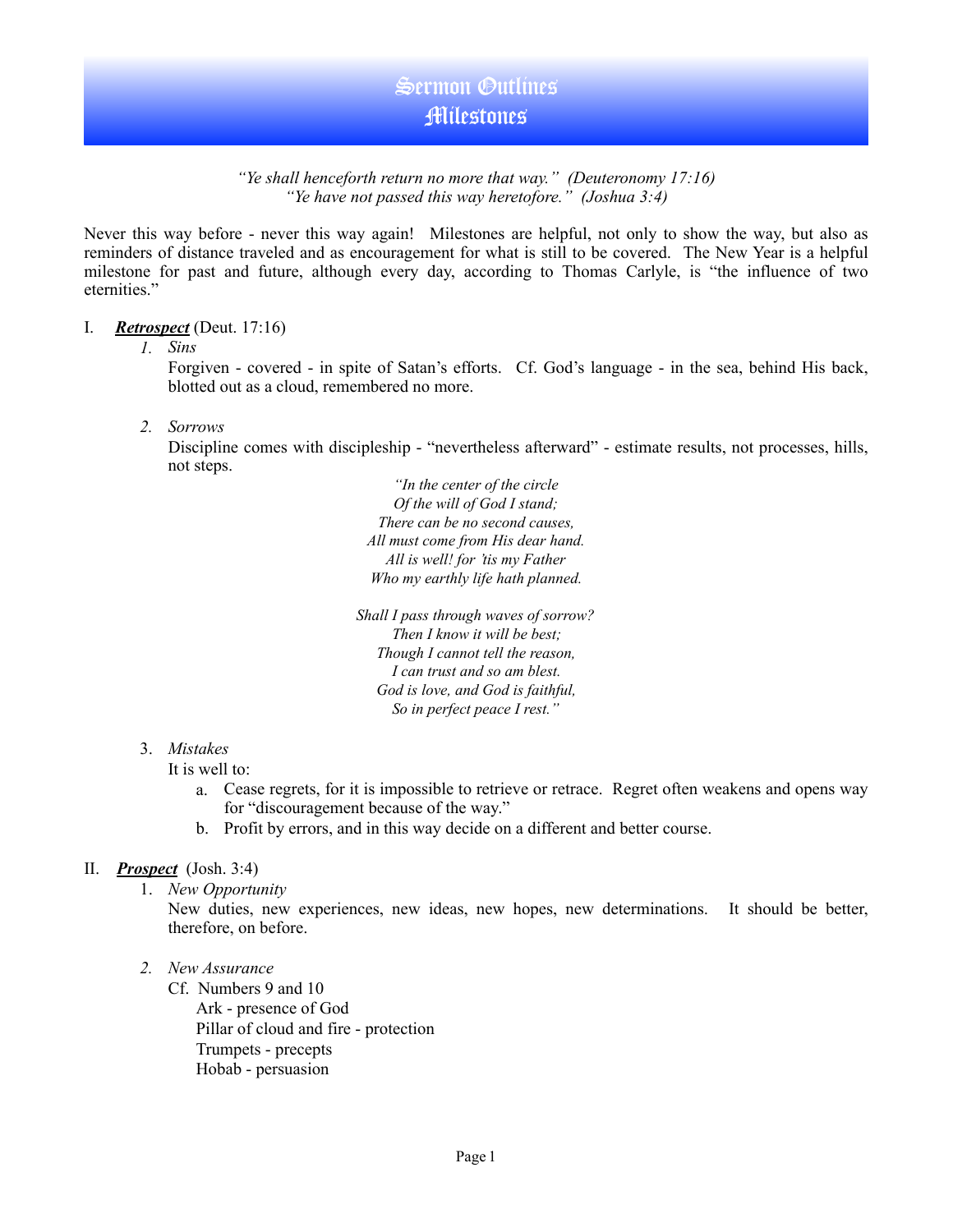# Sermon Outlines
# Milestones

*"Ye shall henceforth return no more that way." (Deuteronomy 17:16)*
*"Ye have not passed this way heretofore." (Joshua 3:4)*

Never this way before - never this way again! Milestones are helpful, not only to show the way, but also as reminders of distance traveled and as encouragement for what is still to be covered. The New Year is a helpful milestone for past and future, although every day, according to Thomas Carlyle, is "the influence of two eternities."

I. ***Retrospect*** (Deut. 17:16)

1. *Sins*

   Forgiven - covered - in spite of Satan's efforts. Cf. God's language - in the sea, behind His back, blotted out as a cloud, remembered no more.

2. *Sorrows*

   Discipline comes with discipleship - "nevertheless afterward" - estimate results, not processes, hills, not steps.

   *"In the center of the circle*
   *Of the will of God I stand;*
   *There can be no second causes,*
   *All must come from His dear hand.*
   *All is well! for 'tis my Father*
   *Who my earthly life hath planned.*

   *Shall I pass through waves of sorrow?*
   *Then I know it will be best;*
   *Though I cannot tell the reason,*
   *I can trust and so am blest.*
   *God is love, and God is faithful,*
   *So in perfect peace I rest."*

3. *Mistakes*

   It is well to:

   a. Cease regrets, for it is impossible to retrieve or retrace. Regret often weakens and opens way for "discouragement because of the way."
   b. Profit by errors, and in this way decide on a different and better course.

II. ***Prospect*** (Josh. 3:4)

1. *New Opportunity*

   New duties, new experiences, new ideas, new hopes, new determinations. It should be better, therefore, on before.

2. *New Assurance*

   Cf. Numbers 9 and 10
   - Ark - presence of God
   - Pillar of cloud and fire - protection
   - Trumpets - precepts
   - Hobab - persuasion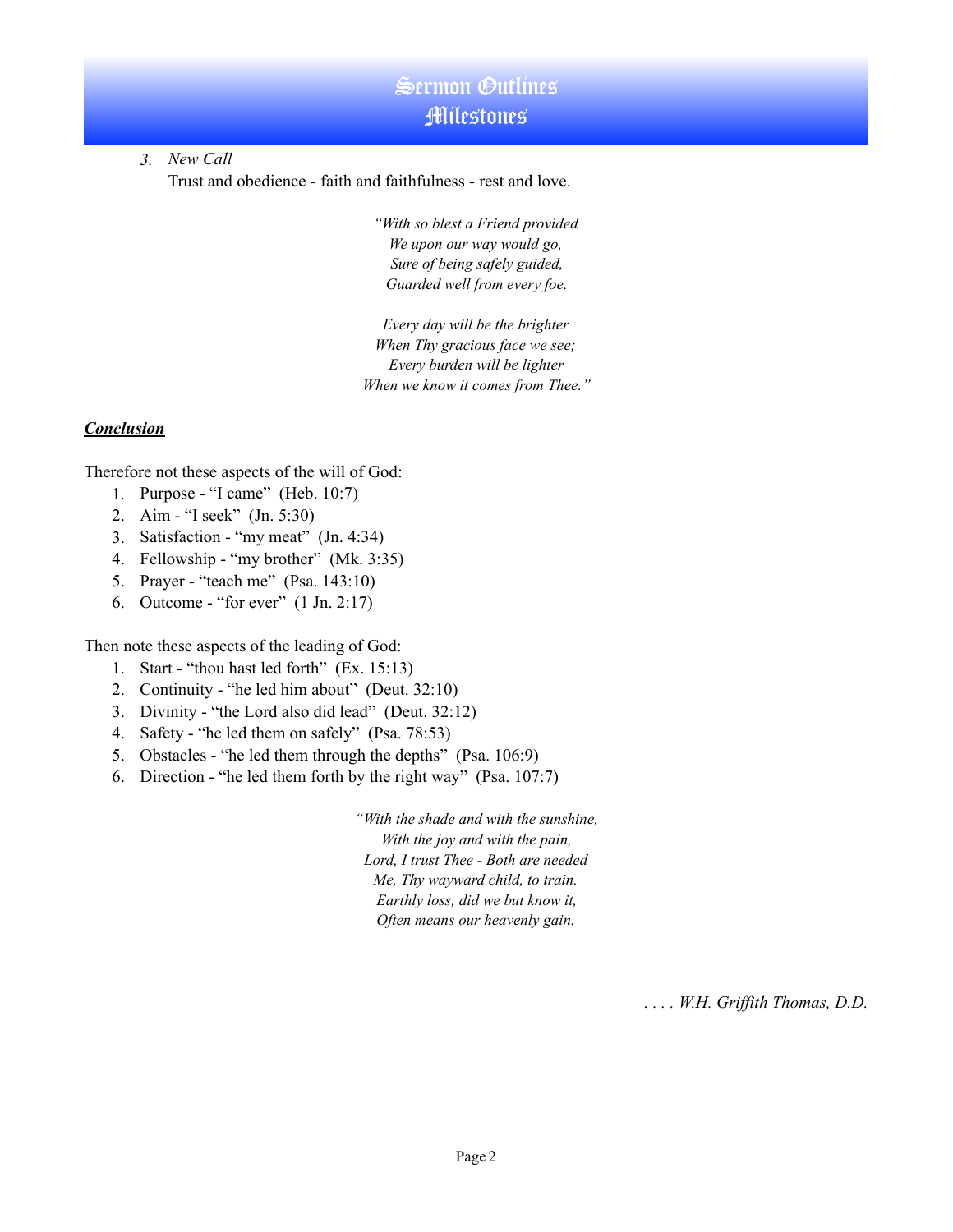3. *New Call*

   Trust and obedience - faith and faithfulness - rest and love.

> *"With so blest a Friend provided*
> *We upon our way would go,*
> *Sure of being safely guided,*
> *Guarded well from every foe.*
>
> *Every day will be the brighter*
> *When Thy gracious face we see;*
> *Every burden will be lighter*
> *When we know it comes from Thee."*

***Conclusion***

Therefore not these aspects of the will of God:

1. Purpose - "I came" (Heb. 10:7)
2. Aim - "I seek" (Jn. 5:30)
3. Satisfaction - "my meat" (Jn. 4:34)
4. Fellowship - "my brother" (Mk. 3:35)
5. Prayer - "teach me" (Psa. 143:10)
6. Outcome - "for ever" (1 Jn. 2:17)

Then note these aspects of the leading of God:

1. Start - "thou hast led forth" (Ex. 15:13)
2. Continuity - "he led him about" (Deut. 32:10)
3. Divinity - "the Lord also did lead" (Deut. 32:12)
4. Safety - "he led them on safely" (Psa. 78:53)
5. Obstacles - "he led them through the depths" (Psa. 106:9)
6. Direction - "he led them forth by the right way" (Psa. 107:7)

> *"With the shade and with the sunshine,*
> *With the joy and with the pain,*
> *Lord, I trust Thee - Both are needed*
> *Me, Thy wayward child, to train.*
> *Earthly loss, did we but know it,*
> *Often means our heavenly gain.*

*. . . . W.H. Griffith Thomas, D.D.*